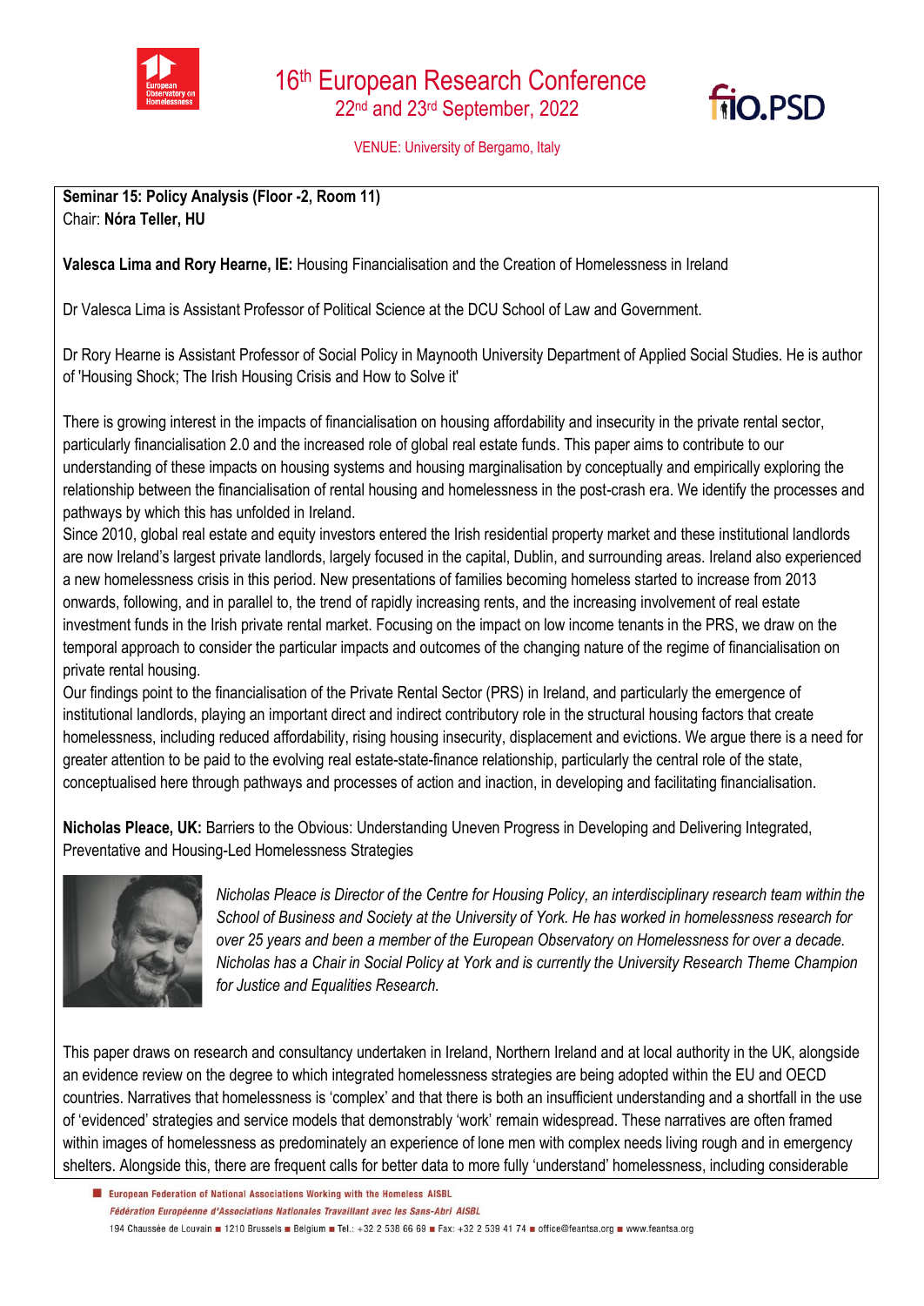# 16th European Research Conference

22nd and 23rd September, 2022

VENUE: University of Bergamo, Italy

**Seminar 15: Policy Analysis (Floor -2, Room 11)**
Chair: **Nóra Teller, HU**

**Valesca Lima and Rory Hearne, IE:** Housing Financialisation and the Creation of Homelessness in Ireland

Dr Valesca Lima is Assistant Professor of Political Science at the DCU School of Law and Government.

Dr Rory Hearne is Assistant Professor of Social Policy in Maynooth University Department of Applied Social Studies. He is author of 'Housing Shock; The Irish Housing Crisis and How to Solve it'

There is growing interest in the impacts of financialisation on housing affordability and insecurity in the private rental sector, particularly financialisation 2.0 and the increased role of global real estate funds. This paper aims to contribute to our understanding of these impacts on housing systems and housing marginalisation by conceptually and empirically exploring the relationship between the financialisation of rental housing and homelessness in the post-crash era. We identify the processes and pathways by which this has unfolded in Ireland.
Since 2010, global real estate and equity investors entered the Irish residential property market and these institutional landlords are now Ireland's largest private landlords, largely focused in the capital, Dublin, and surrounding areas. Ireland also experienced a new homelessness crisis in this period. New presentations of families becoming homeless started to increase from 2013 onwards, following, and in parallel to, the trend of rapidly increasing rents, and the increasing involvement of real estate investment funds in the Irish private rental market. Focusing on the impact on low income tenants in the PRS, we draw on the temporal approach to consider the particular impacts and outcomes of the changing nature of the regime of financialisation on private rental housing.
Our findings point to the financialisation of the Private Rental Sector (PRS) in Ireland, and particularly the emergence of institutional landlords, playing an important direct and indirect contributory role in the structural housing factors that create homelessness, including reduced affordability, rising housing insecurity, displacement and evictions. We argue there is a need for greater attention to be paid to the evolving real estate-state-finance relationship, particularly the central role of the state, conceptualised here through pathways and processes of action and inaction, in developing and facilitating financialisation.

**Nicholas Pleace, UK:** Barriers to the Obvious: Understanding Uneven Progress in Developing and Delivering Integrated, Preventative and Housing-Led Homelessness Strategies

*Nicholas Pleace is Director of the Centre for Housing Policy, an interdisciplinary research team within the School of Business and Society at the University of York. He has worked in homelessness research for over 25 years and been a member of the European Observatory on Homelessness for over a decade. Nicholas has a Chair in Social Policy at York and is currently the University Research Theme Champion for Justice and Equalities Research.*

This paper draws on research and consultancy undertaken in Ireland, Northern Ireland and at local authority in the UK, alongside an evidence review on the degree to which integrated homelessness strategies are being adopted within the EU and OECD countries. Narratives that homelessness is 'complex' and that there is both an insufficient understanding and a shortfall in the use of 'evidenced' strategies and service models that demonstrably 'work' remain widespread. These narratives are often framed within images of homelessness as predominately an experience of lone men with complex needs living rough and in emergency shelters. Alongside this, there are frequent calls for better data to more fully 'understand' homelessness, including considerable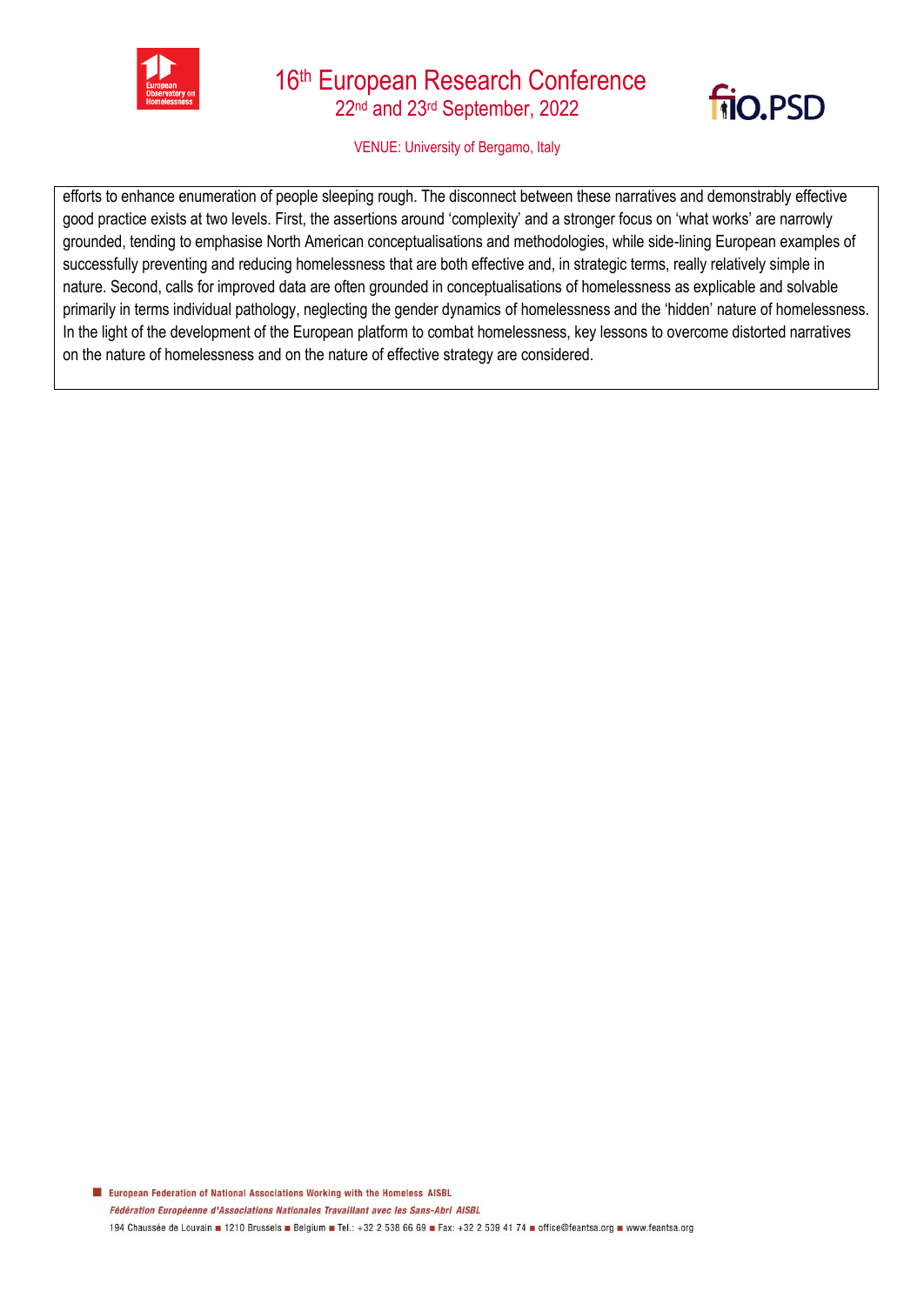efforts to enhance enumeration of people sleeping rough. The disconnect between these narratives and demonstrably effective good practice exists at two levels. First, the assertions around 'complexity' and a stronger focus on 'what works' are narrowly grounded, tending to emphasise North American conceptualisations and methodologies, while side-lining European examples of successfully preventing and reducing homelessness that are both effective and, in strategic terms, really relatively simple in nature. Second, calls for improved data are often grounded in conceptualisations of homelessness as explicable and solvable primarily in terms individual pathology, neglecting the gender dynamics of homelessness and the 'hidden' nature of homelessness. In the light of the development of the European platform to combat homelessness, key lessons to overcome distorted narratives on the nature of homelessness and on the nature of effective strategy are considered.